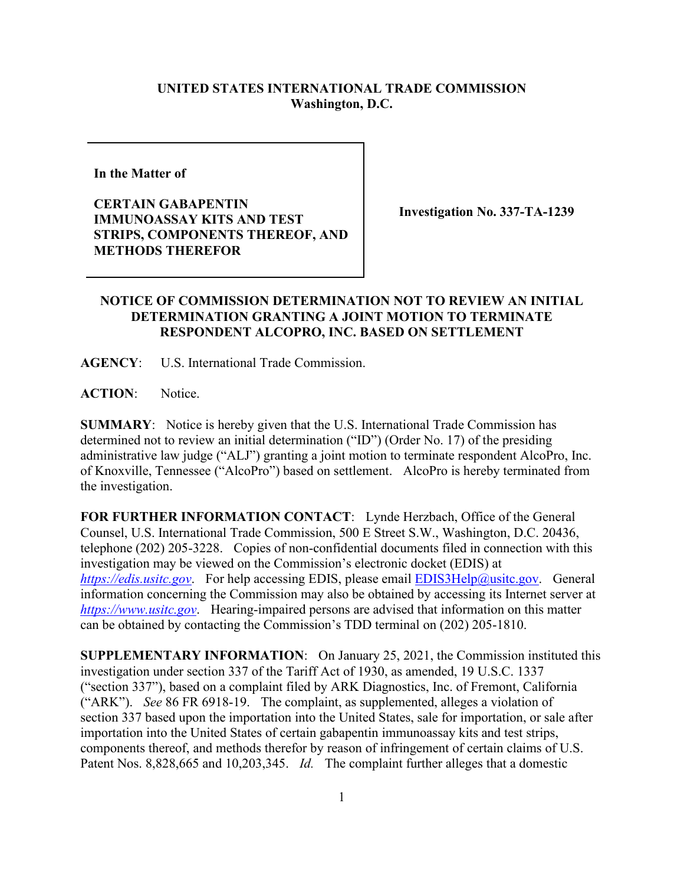**UNITED STATES INTERNATIONAL TRADE COMMISSION**
**Washington, D.C.**

| | |
|---|---|
| **In the Matter of**<br><br>**CERTAIN GABAPENTIN IMMUNOASSAY KITS AND TEST STRIPS, COMPONENTS THEREOF, AND METHODS THEREFOR** | **Investigation No. 337-TA-1239** |

**NOTICE OF COMMISSION DETERMINATION NOT TO REVIEW AN INITIAL DETERMINATION GRANTING A JOINT MOTION TO TERMINATE RESPONDENT ALCOPRO, INC. BASED ON SETTLEMENT**

**AGENCY**: U.S. International Trade Commission.

**ACTION**: Notice.

**SUMMARY**: Notice is hereby given that the U.S. International Trade Commission has determined not to review an initial determination ("ID") (Order No. 17) of the presiding administrative law judge ("ALJ") granting a joint motion to terminate respondent AlcoPro, Inc. of Knoxville, Tennessee ("AlcoPro") based on settlement. AlcoPro is hereby terminated from the investigation.

**FOR FURTHER INFORMATION CONTACT**: Lynde Herzbach, Office of the General Counsel, U.S. International Trade Commission, 500 E Street S.W., Washington, D.C. 20436, telephone (202) 205-3228. Copies of non-confidential documents filed in connection with this investigation may be viewed on the Commission's electronic docket (EDIS) at *https://edis.usitc.gov*. For help accessing EDIS, please email EDIS3Help@usitc.gov. General information concerning the Commission may also be obtained by accessing its Internet server at *https://www.usitc.gov*. Hearing-impaired persons are advised that information on this matter can be obtained by contacting the Commission's TDD terminal on (202) 205-1810.

**SUPPLEMENTARY INFORMATION**: On January 25, 2021, the Commission instituted this investigation under section 337 of the Tariff Act of 1930, as amended, 19 U.S.C. 1337 ("section 337"), based on a complaint filed by ARK Diagnostics, Inc. of Fremont, California ("ARK"). *See* 86 FR 6918-19. The complaint, as supplemented, alleges a violation of section 337 based upon the importation into the United States, sale for importation, or sale after importation into the United States of certain gabapentin immunoassay kits and test strips, components thereof, and methods therefor by reason of infringement of certain claims of U.S. Patent Nos. 8,828,665 and 10,203,345. *Id.* The complaint further alleges that a domestic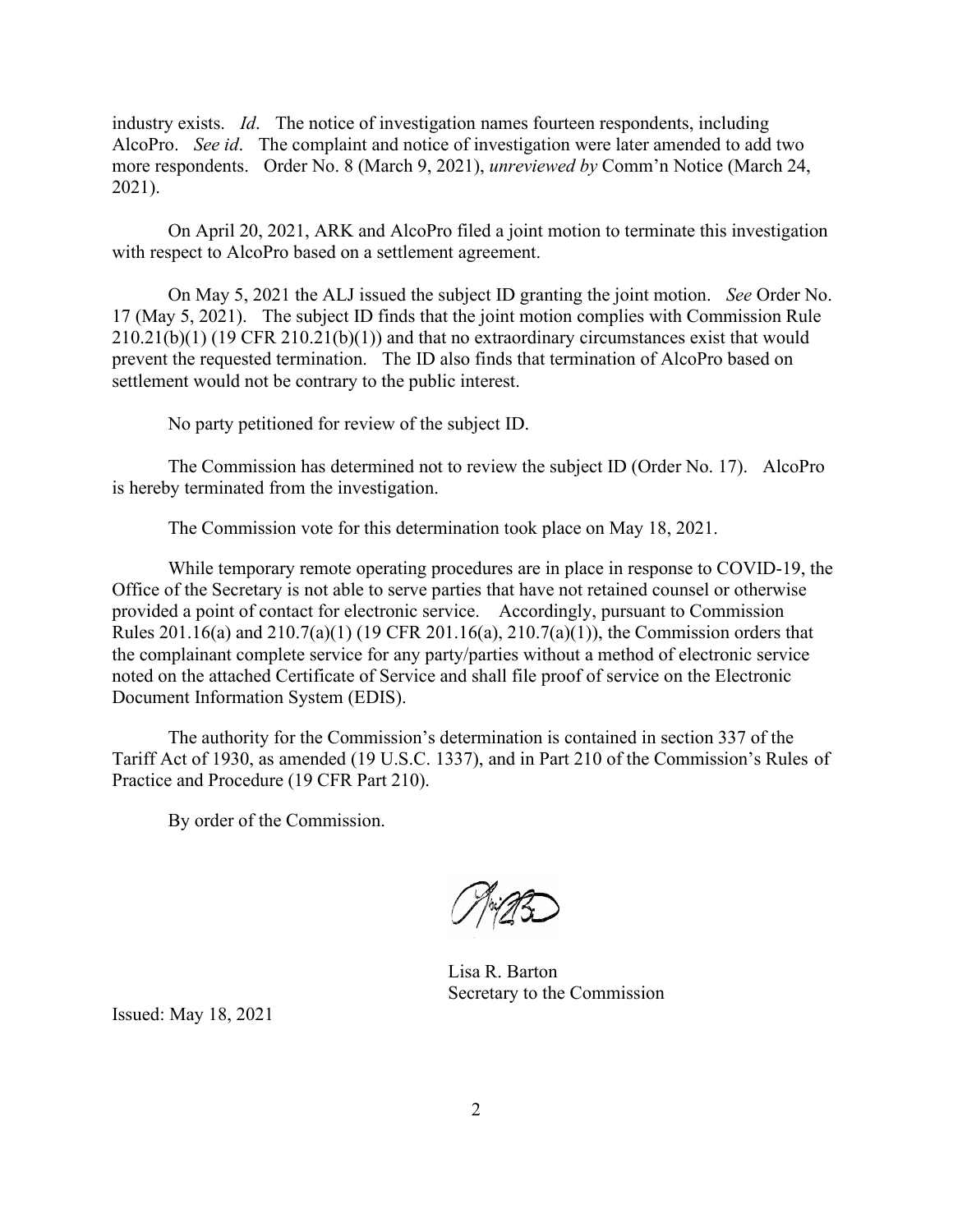industry exists. *Id*. The notice of investigation names fourteen respondents, including AlcoPro. *See id*. The complaint and notice of investigation were later amended to add two more respondents. Order No. 8 (March 9, 2021), *unreviewed by* Comm'n Notice (March 24, 2021).

On April 20, 2021, ARK and AlcoPro filed a joint motion to terminate this investigation with respect to AlcoPro based on a settlement agreement.

On May 5, 2021 the ALJ issued the subject ID granting the joint motion. *See* Order No. 17 (May 5, 2021). The subject ID finds that the joint motion complies with Commission Rule 210.21(b)(1) (19 CFR 210.21(b)(1)) and that no extraordinary circumstances exist that would prevent the requested termination. The ID also finds that termination of AlcoPro based on settlement would not be contrary to the public interest.

No party petitioned for review of the subject ID.

The Commission has determined not to review the subject ID (Order No. 17). AlcoPro is hereby terminated from the investigation.

The Commission vote for this determination took place on May 18, 2021.

While temporary remote operating procedures are in place in response to COVID-19, the Office of the Secretary is not able to serve parties that have not retained counsel or otherwise provided a point of contact for electronic service. Accordingly, pursuant to Commission Rules 201.16(a) and 210.7(a)(1) (19 CFR 201.16(a), 210.7(a)(1)), the Commission orders that the complainant complete service for any party/parties without a method of electronic service noted on the attached Certificate of Service and shall file proof of service on the Electronic Document Information System (EDIS).

The authority for the Commission's determination is contained in section 337 of the Tariff Act of 1930, as amended (19 U.S.C. 1337), and in Part 210 of the Commission's Rules of Practice and Procedure (19 CFR Part 210).

By order of the Commission.

Lisa R. Barton
Secretary to the Commission

Issued: May 18, 2021